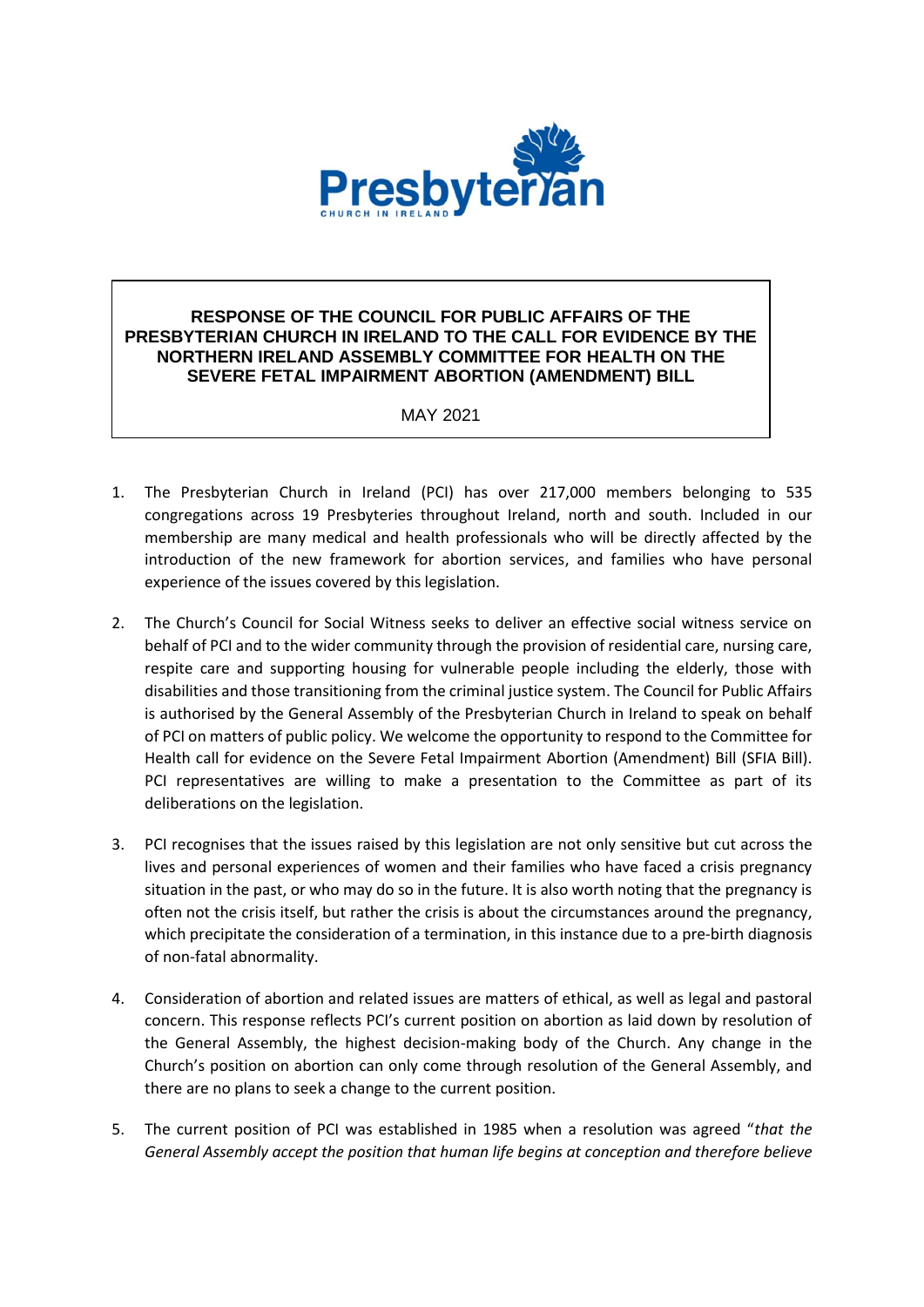# RESPONSE OF THE COUNCIL FOR PUBLIC AFFAIRS OF THE PRESBYTERIAN CHURCH IN IRELAND TO THE CALL FOR EVIDENCE BY THE NORTHERN IRELAND ASSEMBLY COMMITTEE FOR HEALTH ON THE SEVERE FETAL IMPAIRMENT ABORTION (AMENDMENT) BILL

MAY 2021

1. The Presbyterian Church in Ireland (PCI) has over 217,000 members belonging to 535 congregations across 19 Presbyteries throughout Ireland, north and south. Included in our membership are many medical and health professionals who will be directly affected by the introduction of the new framework for abortion services, and families who have personal experience of the issues covered by this legislation.

2. The Church's Council for Social Witness seeks to deliver an effective social witness service on behalf of PCI and to the wider community through the provision of residential care, nursing care, respite care and supporting housing for vulnerable people including the elderly, those with disabilities and those transitioning from the criminal justice system. The Council for Public Affairs is authorised by the General Assembly of the Presbyterian Church in Ireland to speak on behalf of PCI on matters of public policy. We welcome the opportunity to respond to the Committee for Health call for evidence on the Severe Fetal Impairment Abortion (Amendment) Bill (SFIA Bill). PCI representatives are willing to make a presentation to the Committee as part of its deliberations on the legislation.

3. PCI recognises that the issues raised by this legislation are not only sensitive but cut across the lives and personal experiences of women and their families who have faced a crisis pregnancy situation in the past, or who may do so in the future. It is also worth noting that the pregnancy is often not the crisis itself, but rather the crisis is about the circumstances around the pregnancy, which precipitate the consideration of a termination, in this instance due to a pre-birth diagnosis of non-fatal abnormality.

4. Consideration of abortion and related issues are matters of ethical, as well as legal and pastoral concern. This response reflects PCI's current position on abortion as laid down by resolution of the General Assembly, the highest decision-making body of the Church. Any change in the Church's position on abortion can only come through resolution of the General Assembly, and there are no plans to seek a change to the current position.

5. The current position of PCI was established in 1985 when a resolution was agreed "*that the General Assembly accept the position that human life begins at conception and therefore believe*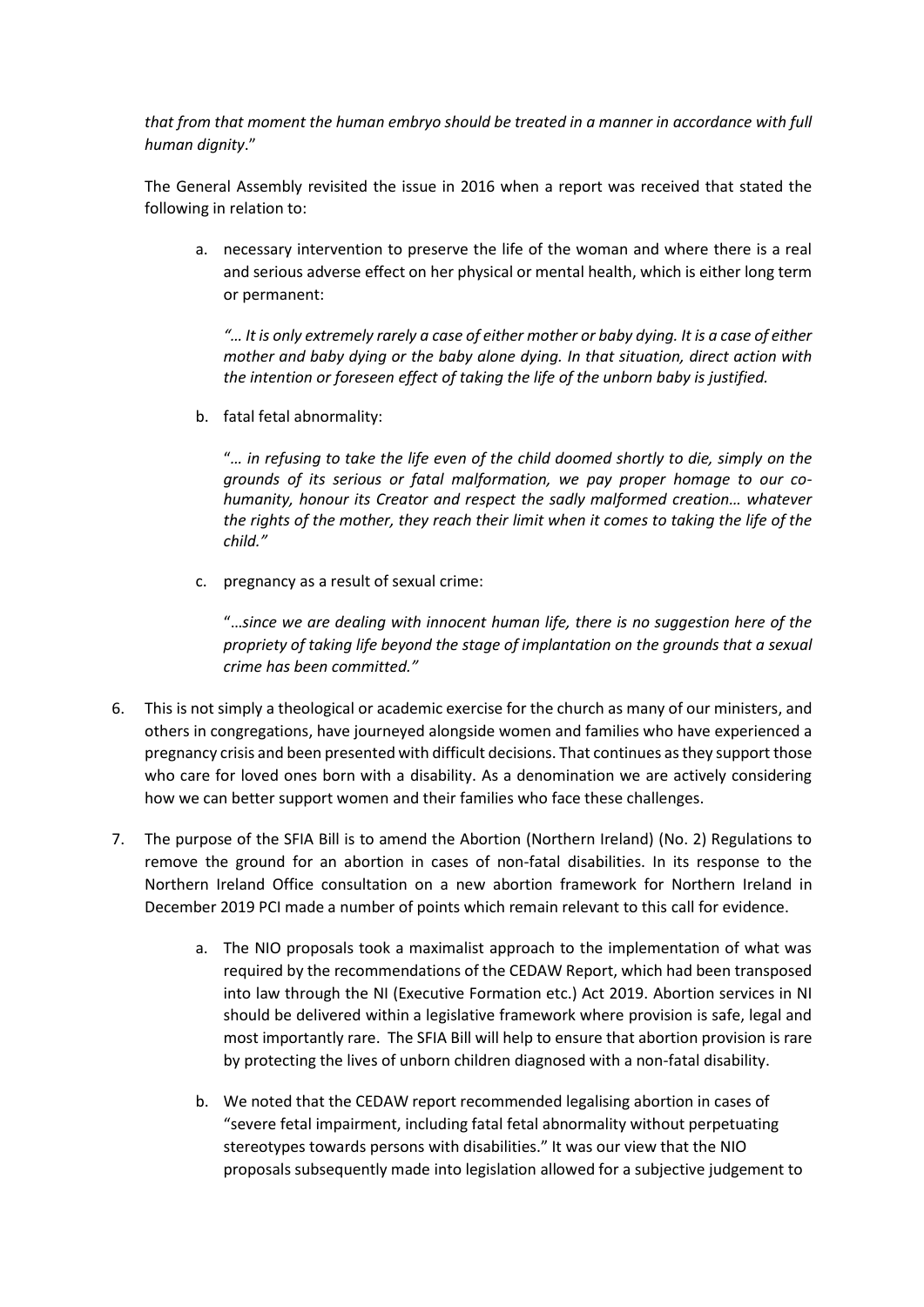*that from that moment the human embryo should be treated in a manner in accordance with full human dignity*."

The General Assembly revisited the issue in 2016 when a report was received that stated the following in relation to:

a. necessary intervention to preserve the life of the woman and where there is a real and serious adverse effect on her physical or mental health, which is either long term or permanent:

   *"… It is only extremely rarely a case of either mother or baby dying. It is a case of either mother and baby dying or the baby alone dying. In that situation, direct action with the intention or foreseen effect of taking the life of the unborn baby is justified.*

b. fatal fetal abnormality:

   "*… in refusing to take the life even of the child doomed shortly to die, simply on the grounds of its serious or fatal malformation, we pay proper homage to our co-humanity, honour its Creator and respect the sadly malformed creation… whatever the rights of the mother, they reach their limit when it comes to taking the life of the child."*

c. pregnancy as a result of sexual crime:

   "…*since we are dealing with innocent human life, there is no suggestion here of the propriety of taking life beyond the stage of implantation on the grounds that a sexual crime has been committed."*

6. This is not simply a theological or academic exercise for the church as many of our ministers, and others in congregations, have journeyed alongside women and families who have experienced a pregnancy crisis and been presented with difficult decisions. That continues as they support those who care for loved ones born with a disability. As a denomination we are actively considering how we can better support women and their families who face these challenges.

7. The purpose of the SFIA Bill is to amend the Abortion (Northern Ireland) (No. 2) Regulations to remove the ground for an abortion in cases of non-fatal disabilities. In its response to the Northern Ireland Office consultation on a new abortion framework for Northern Ireland in December 2019 PCI made a number of points which remain relevant to this call for evidence.

   a. The NIO proposals took a maximalist approach to the implementation of what was required by the recommendations of the CEDAW Report, which had been transposed into law through the NI (Executive Formation etc.) Act 2019. Abortion services in NI should be delivered within a legislative framework where provision is safe, legal and most importantly rare. The SFIA Bill will help to ensure that abortion provision is rare by protecting the lives of unborn children diagnosed with a non-fatal disability.

   b. We noted that the CEDAW report recommended legalising abortion in cases of "severe fetal impairment, including fatal fetal abnormality without perpetuating stereotypes towards persons with disabilities." It was our view that the NIO proposals subsequently made into legislation allowed for a subjective judgement to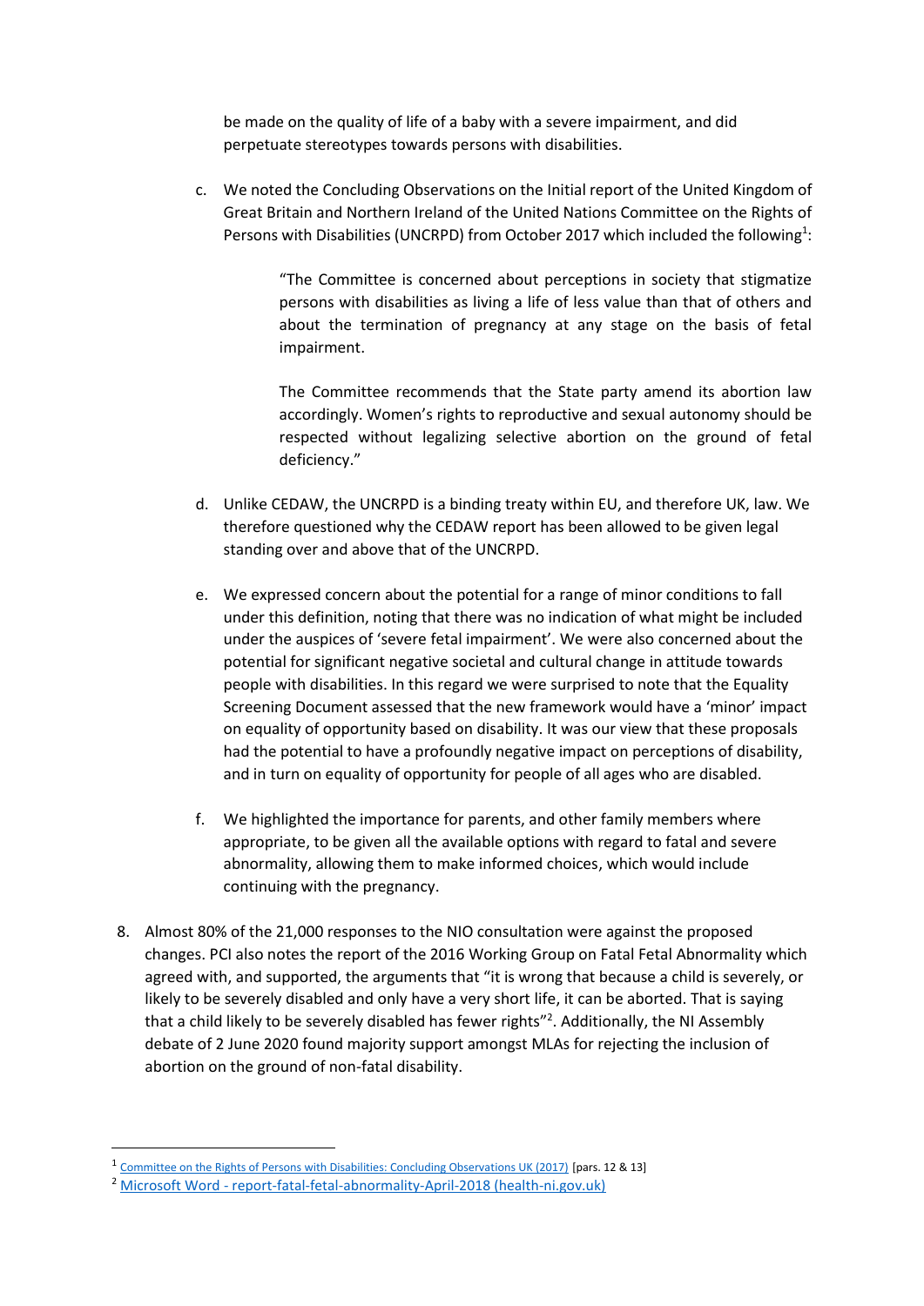be made on the quality of life of a baby with a severe impairment, and did perpetuate stereotypes towards persons with disabilities.

c. We noted the Concluding Observations on the Initial report of the United Kingdom of Great Britain and Northern Ireland of the United Nations Committee on the Rights of Persons with Disabilities (UNCRPD) from October 2017 which included the following[1]:

> "The Committee is concerned about perceptions in society that stigmatize persons with disabilities as living a life of less value than that of others and about the termination of pregnancy at any stage on the basis of fetal impairment.
>
> The Committee recommends that the State party amend its abortion law accordingly. Women's rights to reproductive and sexual autonomy should be respected without legalizing selective abortion on the ground of fetal deficiency."

d. Unlike CEDAW, the UNCRPD is a binding treaty within EU, and therefore UK, law. We therefore questioned why the CEDAW report has been allowed to be given legal standing over and above that of the UNCRPD.

e. We expressed concern about the potential for a range of minor conditions to fall under this definition, noting that there was no indication of what might be included under the auspices of 'severe fetal impairment'. We were also concerned about the potential for significant negative societal and cultural change in attitude towards people with disabilities. In this regard we were surprised to note that the Equality Screening Document assessed that the new framework would have a 'minor' impact on equality of opportunity based on disability. It was our view that these proposals had the potential to have a profoundly negative impact on perceptions of disability, and in turn on equality of opportunity for people of all ages who are disabled.

f. We highlighted the importance for parents, and other family members where appropriate, to be given all the available options with regard to fatal and severe abnormality, allowing them to make informed choices, which would include continuing with the pregnancy.

8. Almost 80% of the 21,000 responses to the NIO consultation were against the proposed changes. PCI also notes the report of the 2016 Working Group on Fatal Fetal Abnormality which agreed with, and supported, the arguments that "it is wrong that because a child is severely, or likely to be severely disabled and only have a very short life, it can be aborted. That is saying that a child likely to be severely disabled has fewer rights"[2]. Additionally, the NI Assembly debate of 2 June 2020 found majority support amongst MLAs for rejecting the inclusion of abortion on the ground of non-fatal disability.

---

[1] Committee on the Rights of Persons with Disabilities: Concluding Observations UK (2017) [pars. 12 & 13]

[2] Microsoft Word - report-fatal-fetal-abnormality-April-2018 (health-ni.gov.uk)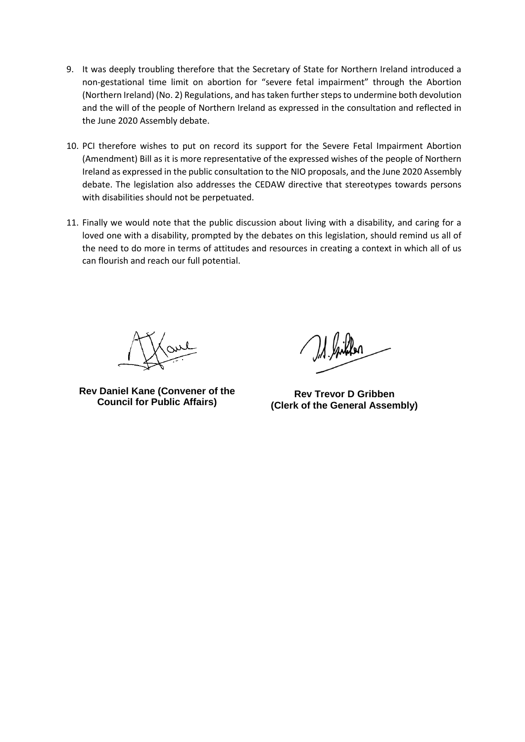9. It was deeply troubling therefore that the Secretary of State for Northern Ireland introduced a non-gestational time limit on abortion for “severe fetal impairment” through the Abortion (Northern Ireland) (No. 2) Regulations, and has taken further steps to undermine both devolution and the will of the people of Northern Ireland as expressed in the consultation and reflected in the June 2020 Assembly debate.

10. PCI therefore wishes to put on record its support for the Severe Fetal Impairment Abortion (Amendment) Bill as it is more representative of the expressed wishes of the people of Northern Ireland as expressed in the public consultation to the NIO proposals, and the June 2020 Assembly debate. The legislation also addresses the CEDAW directive that stereotypes towards persons with disabilities should not be perpetuated.

11. Finally we would note that the public discussion about living with a disability, and caring for a loved one with a disability, prompted by the debates on this legislation, should remind us all of the need to do more in terms of attitudes and resources in creating a context in which all of us can flourish and reach our full potential.

**Rev Daniel Kane (Convener of the Council for Public Affairs)**

**Rev Trevor D Gribben (Clerk of the General Assembly)**